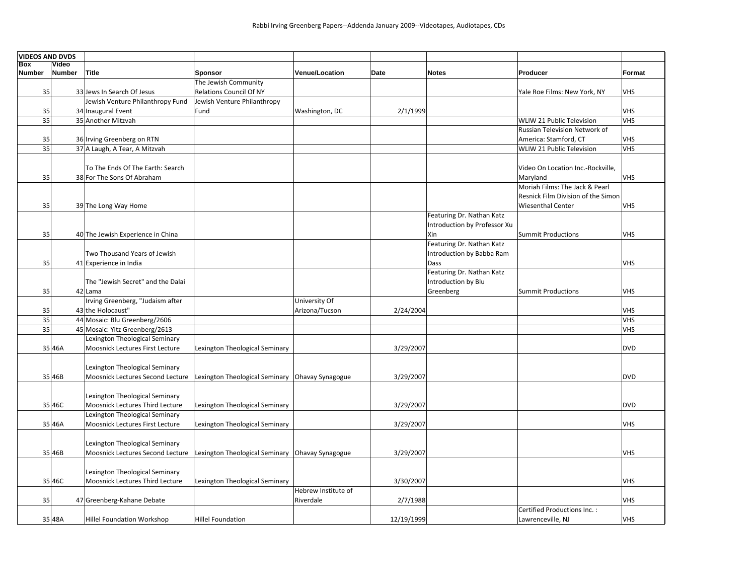# Rabbi Irving Greenberg Papers--Addenda January 2009--Videotapes, Audiotapes, CDs

| VIDEOS AND DVDS | | | | | | | | |
|---|---|---|---|---|---|---|---|---|
| Box Number | Video Number | Title | Sponsor | Venue/Location | Date | Notes | Producer | Format |
| 35 | 33 | Jews In Search Of Jesus | The Jewish Community Relations Council Of NY | | | | Yale Roe Films: New York, NY | VHS |
| 35 | 34 | Jewish Venture Philanthropy Fund Inaugural Event | Jewish Venture Philanthropy Fund | Washington, DC | 2/1/1999 | | | VHS |
| 35 | 35 | Another Mitzvah | | | | | WLIW 21 Public Television | VHS |
| 35 | 36 | Irving Greenberg on RTN | | | | | Russian Television Network of America: Stamford, CT | VHS |
| 35 | 37 | A Laugh, A Tear, A Mitzvah | | | | | WLIW 21 Public Television | VHS |
| 35 | 38 | To The Ends Of The Earth: Search For The Sons Of Abraham | | | | | Video On Location Inc.-Rockville, Maryland | VHS |
| 35 | 39 | The Long Way Home | | | | | Moriah Films: The Jack & Pearl Resnick Film Division of the Simon Wiesenthal Center | VHS |
| 35 | 40 | The Jewish Experience in China | | | | Featuring Dr. Nathan Katz Introduction by Professor Xu Xin | Summit Productions | VHS |
| 35 | 41 | Two Thousand Years of Jewish Experience in India | | | | Featuring Dr. Nathan Katz Introduction by Babba Ram Dass | | VHS |
| 35 | 42 | The "Jewish Secret" and the Dalai Lama | | | | Featuring Dr. Nathan Katz Introduction by Blu Greenberg | Summit Productions | VHS |
| 35 | 43 | Irving Greenberg, "Judaism after the Holocaust" | | University Of Arizona/Tucson | 2/24/2004 | | | VHS |
| 35 | 44 | Mosaic: Blu Greenberg/2606 | | | | | | VHS |
| 35 | 45 | Mosaic: Yitz Greenberg/2613 | | | | | | VHS |
| 35 | 46A | Lexington Theological Seminary Moosnick Lectures First Lecture | Lexington Theological Seminary | | 3/29/2007 | | | DVD |
| 35 | 46B | Lexington Theological Seminary Moosnick Lectures Second Lecture | Lexington Theological Seminary | Ohavay Synagogue | 3/29/2007 | | | DVD |
| 35 | 46C | Lexington Theological Seminary Moosnick Lectures Third Lecture | Lexington Theological Seminary | | 3/29/2007 | | | DVD |
| 35 | 46A | Lexington Theological Seminary Moosnick Lectures First Lecture | Lexington Theological Seminary | | 3/29/2007 | | | VHS |
| 35 | 46B | Lexington Theological Seminary Moosnick Lectures Second Lecture | Lexington Theological Seminary | Ohavay Synagogue | 3/29/2007 | | | VHS |
| 35 | 46C | Lexington Theological Seminary Moosnick Lectures Third Lecture | Lexington Theological Seminary | | 3/30/2007 | | | VHS |
| 35 | 47 | Greenberg-Kahane Debate | | Hebrew Institute of Riverdale | 2/7/1988 | | | VHS |
| 35 | 48A | Hillel Foundation Workshop | Hillel Foundation | | 12/19/1999 | | Certified Productions Inc. : Lawrenceville, NJ | VHS |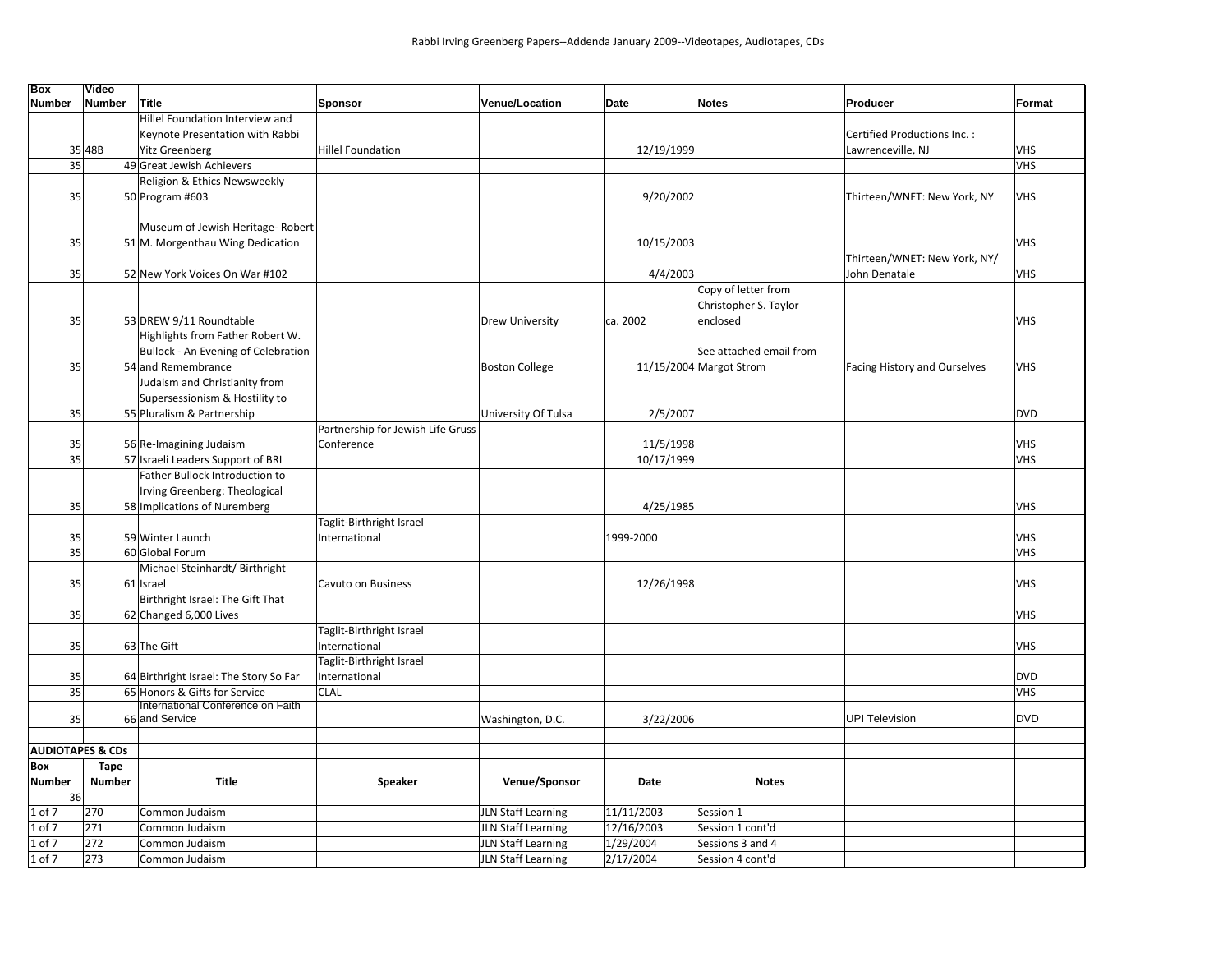| Box Number | Video Number | Title | Sponsor | Venue/Location | Date | Notes | Producer | Format |
|---|---|---|---|---|---|---|---|---|
| 35 | 48B | Hillel Foundation Interview and Keynote Presentation with Rabbi Yitz Greenberg | Hillel Foundation | | 12/19/1999 | | Certified Productions Inc. : Lawrenceville, NJ | VHS |
| 35 | 49 | Great Jewish Achievers | | | | | | VHS |
| 35 | 50 | Religion & Ethics Newsweekly Program #603 | | | 9/20/2002 | | Thirteen/WNET: New York, NY | VHS |
| 35 | 51 | Museum of Jewish Heritage- Robert M. Morgenthau Wing Dedication | | | 10/15/2003 | | | VHS |
| 35 | 52 | New York Voices On War #102 | | | 4/4/2003 | | Thirteen/WNET: New York, NY/ John Denatale | VHS |
| 35 | 53 | DREW 9/11 Roundtable | | Drew University | ca. 2002 | Copy of letter from Christopher S. Taylor enclosed | | VHS |
| 35 | 54 | Highlights from Father Robert W. Bullock - An Evening of Celebration and Remembrance | | Boston College | 11/15/2004 | See attached email from Margot Strom | Facing History and Ourselves | VHS |
| 35 | 55 | Judaism and Christianity from Supersessionism & Hostility to Pluralism & Partnership | | University Of Tulsa | 2/5/2007 | | | DVD |
| 35 | 56 | Re-Imagining Judaism | Partnership for Jewish Life Gruss Conference | | 11/5/1998 | | | VHS |
| 35 | 57 | Israeli Leaders Support of BRI | | | 10/17/1999 | | | VHS |
| 35 | 58 | Father Bullock Introduction to Irving Greenberg: Theological Implications of Nuremberg | | | 4/25/1985 | | | VHS |
| 35 | 59 | Winter Launch | Taglit-Birthright Israel International | | 1999-2000 | | | VHS |
| 35 | 60 | Global Forum | | | | | | VHS |
| 35 | 61 | Michael Steinhardt/ Birthright Israel | Cavuto on Business | | 12/26/1998 | | | VHS |
| 35 | 62 | Birthright Israel: The Gift That Changed 6,000 Lives | | | | | | VHS |
| 35 | 63 | The Gift | Taglit-Birthright Israel International | | | | | VHS |
| 35 | 64 | Birthright Israel: The Story So Far | Taglit-Birthright Israel International | | | | | DVD |
| 35 | 65 | Honors & Gifts for Service | CLAL | | | | | VHS |
| 35 | 66 | International Conference on Faith and Service | | Washington, D.C. | 3/22/2006 | | UPI Television | DVD |

**AUDIOTAPES & CDs**

| Box Number | Tape Number | Title | Speaker | Venue/Sponsor | Date | Notes |
|---|---|---|---|---|---|---|
| 36 | | | | | | |
| 1 of 7 | 270 | Common Judaism | | JLN Staff Learning | 11/11/2003 | Session 1 |
| 1 of 7 | 271 | Common Judaism | | JLN Staff Learning | 12/16/2003 | Session 1 cont'd |
| 1 of 7 | 272 | Common Judaism | | JLN Staff Learning | 1/29/2004 | Sessions 3 and 4 |
| 1 of 7 | 273 | Common Judaism | | JLN Staff Learning | 2/17/2004 | Session 4 cont'd |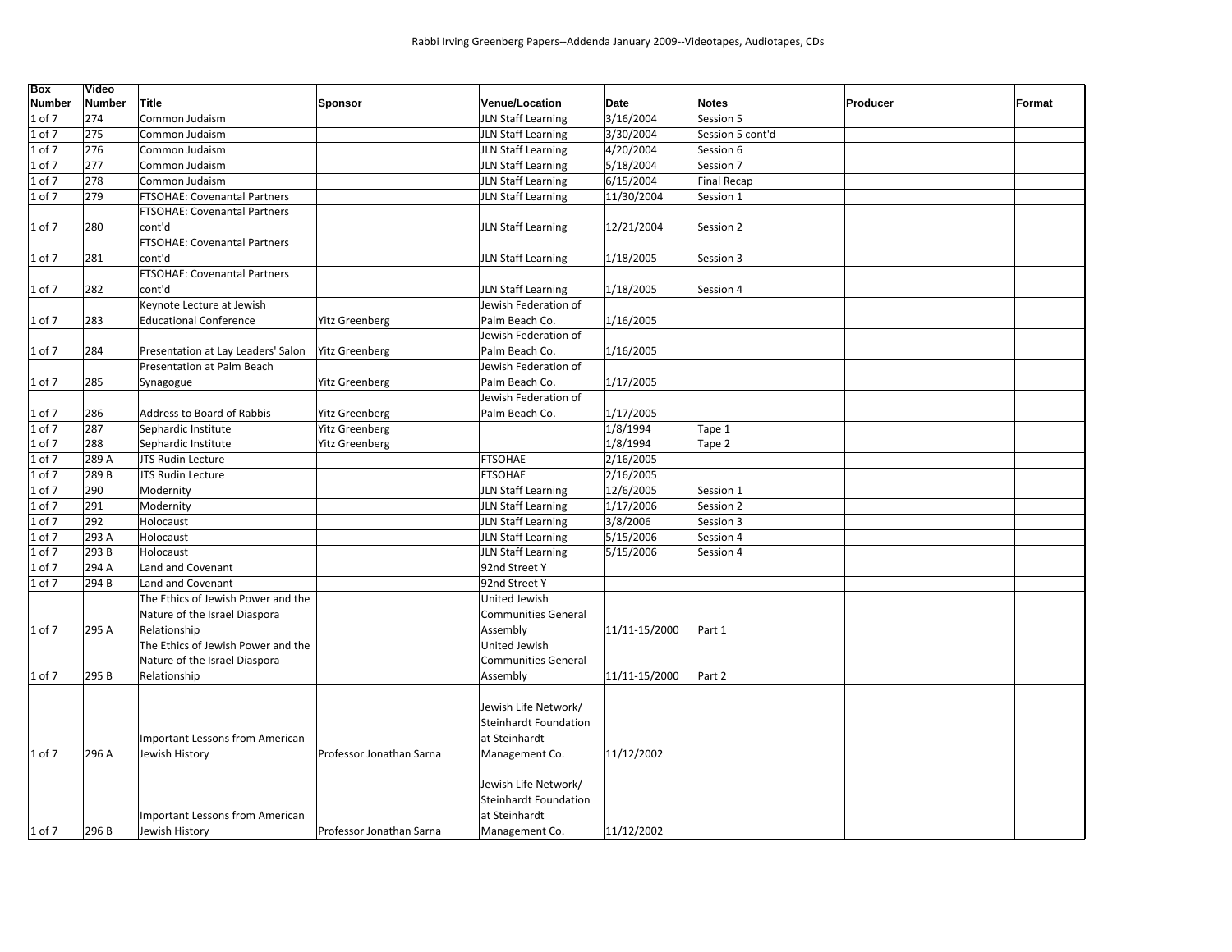| Box Number | Video Number | Title | Sponsor | Venue/Location | Date | Notes | Producer | Format |
|---|---|---|---|---|---|---|---|---|
| 1 of 7 | 274 | Common Judaism | | JLN Staff Learning | 3/16/2004 | Session 5 | | |
| 1 of 7 | 275 | Common Judaism | | JLN Staff Learning | 3/30/2004 | Session 5 cont'd | | |
| 1 of 7 | 276 | Common Judaism | | JLN Staff Learning | 4/20/2004 | Session 6 | | |
| 1 of 7 | 277 | Common Judaism | | JLN Staff Learning | 5/18/2004 | Session 7 | | |
| 1 of 7 | 278 | Common Judaism | | JLN Staff Learning | 6/15/2004 | Final Recap | | |
| 1 of 7 | 279 | FTSOHAE: Covenantal Partners | | JLN Staff Learning | 11/30/2004 | Session 1 | | |
| 1 of 7 | 280 | FTSOHAE: Covenantal Partners cont'd | | JLN Staff Learning | 12/21/2004 | Session 2 | | |
| 1 of 7 | 281 | FTSOHAE: Covenantal Partners cont'd | | JLN Staff Learning | 1/18/2005 | Session 3 | | |
| 1 of 7 | 282 | FTSOHAE: Covenantal Partners cont'd | | JLN Staff Learning | 1/18/2005 | Session 4 | | |
| 1 of 7 | 283 | Keynote Lecture at Jewish Educational Conference | Yitz Greenberg | Jewish Federation of Palm Beach Co. | 1/16/2005 | | | |
| 1 of 7 | 284 | Presentation at Lay Leaders' Salon | Yitz Greenberg | Jewish Federation of Palm Beach Co. | 1/16/2005 | | | |
| 1 of 7 | 285 | Presentation at Palm Beach Synagogue | Yitz Greenberg | Jewish Federation of Palm Beach Co. | 1/17/2005 | | | |
| 1 of 7 | 286 | Address to Board of Rabbis | Yitz Greenberg | Jewish Federation of Palm Beach Co. | 1/17/2005 | | | |
| 1 of 7 | 287 | Sephardic Institute | Yitz Greenberg | | 1/8/1994 | Tape 1 | | |
| 1 of 7 | 288 | Sephardic Institute | Yitz Greenberg | | 1/8/1994 | Tape 2 | | |
| 1 of 7 | 289 A | JTS Rudin Lecture | | FTSOHAE | 2/16/2005 | | | |
| 1 of 7 | 289 B | JTS Rudin Lecture | | FTSOHAE | 2/16/2005 | | | |
| 1 of 7 | 290 | Modernity | | JLN Staff Learning | 12/6/2005 | Session 1 | | |
| 1 of 7 | 291 | Modernity | | JLN Staff Learning | 1/17/2006 | Session 2 | | |
| 1 of 7 | 292 | Holocaust | | JLN Staff Learning | 3/8/2006 | Session 3 | | |
| 1 of 7 | 293 A | Holocaust | | JLN Staff Learning | 5/15/2006 | Session 4 | | |
| 1 of 7 | 293 B | Holocaust | | JLN Staff Learning | 5/15/2006 | Session 4 | | |
| 1 of 7 | 294 A | Land and Covenant | | 92nd Street Y | | | | |
| 1 of 7 | 294 B | Land and Covenant | | 92nd Street Y | | | | |
| 1 of 7 | 295 A | The Ethics of Jewish Power and the Nature of the Israel Diaspora Relationship | | United Jewish Communities General Assembly | 11/11-15/2000 | Part 1 | | |
| 1 of 7 | 295 B | The Ethics of Jewish Power and the Nature of the Israel Diaspora Relationship | | United Jewish Communities General Assembly | 11/11-15/2000 | Part 2 | | |
| 1 of 7 | 296 A | Important Lessons from American Jewish History | Professor Jonathan Sarna | Jewish Life Network/ Steinhardt Foundation at Steinhardt Management Co. | 11/12/2002 | | | |
| 1 of 7 | 296 B | Important Lessons from American Jewish History | Professor Jonathan Sarna | Jewish Life Network/ Steinhardt Foundation at Steinhardt Management Co. | 11/12/2002 | | | |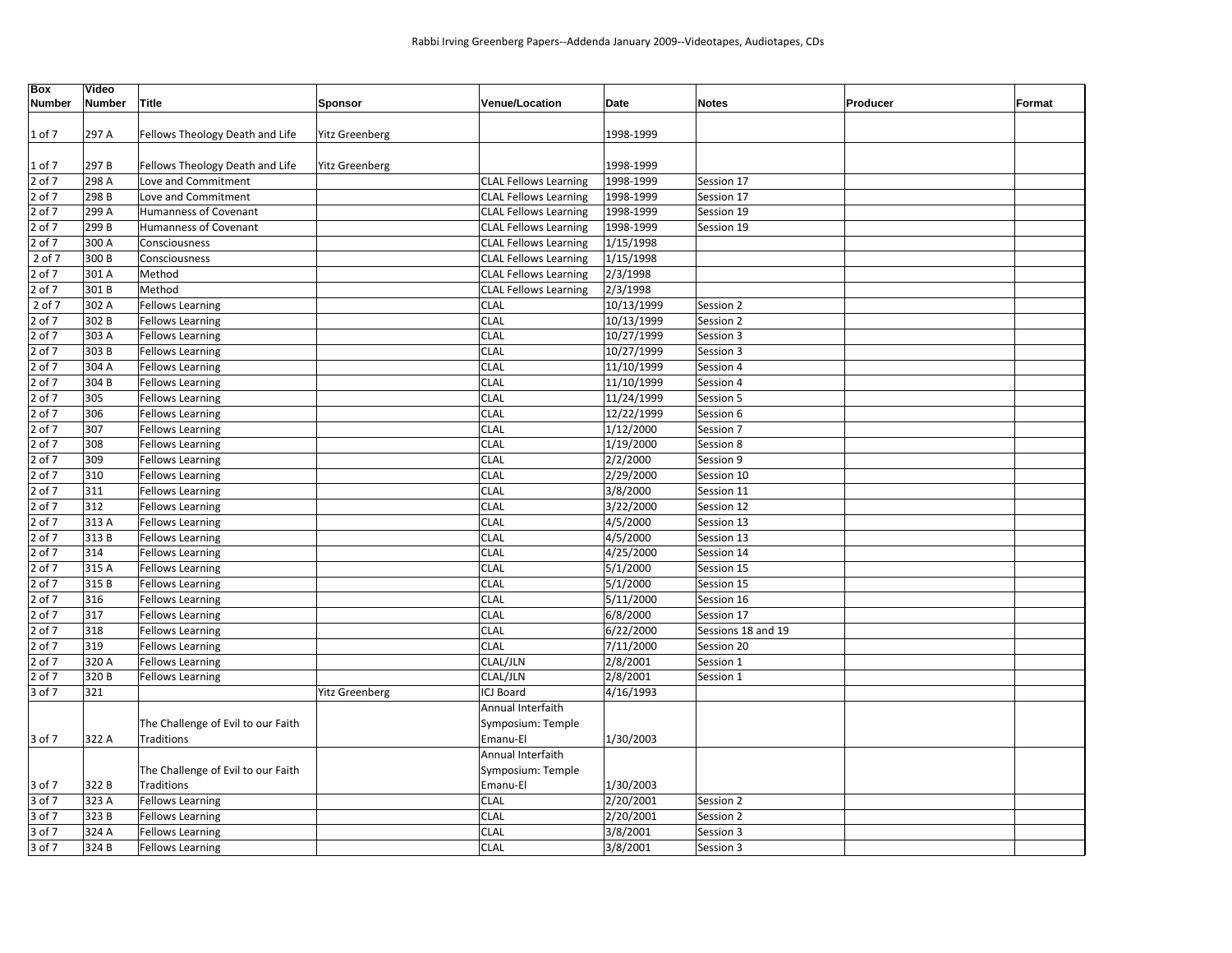# Rabbi Irving Greenberg Papers--Addenda January 2009--Videotapes, Audiotapes, CDs

| Box Number | Video Number | Title | Sponsor | Venue/Location | Date | Notes | Producer | Format |
|---|---|---|---|---|---|---|---|---|
| 1 of 7 | 297 A | Fellows Theology Death and Life | Yitz Greenberg | | 1998-1999 | | | |
| 1 of 7 | 297 B | Fellows Theology Death and Life | Yitz Greenberg | | 1998-1999 | | | |
| 2 of 7 | 298 A | Love and Commitment | | CLAL Fellows Learning | 1998-1999 | Session 17 | | |
| 2 of 7 | 298 B | Love and Commitment | | CLAL Fellows Learning | 1998-1999 | Session 17 | | |
| 2 of 7 | 299 A | Humanness of Covenant | | CLAL Fellows Learning | 1998-1999 | Session 19 | | |
| 2 of 7 | 299 B | Humanness of Covenant | | CLAL Fellows Learning | 1998-1999 | Session 19 | | |
| 2 of 7 | 300 A | Consciousness | | CLAL Fellows Learning | 1/15/1998 | | | |
| 2 of 7 | 300 B | Consciousness | | CLAL Fellows Learning | 1/15/1998 | | | |
| 2 of 7 | 301 A | Method | | CLAL Fellows Learning | 2/3/1998 | | | |
| 2 of 7 | 301 B | Method | | CLAL Fellows Learning | 2/3/1998 | | | |
| 2 of 7 | 302 A | Fellows Learning | | CLAL | 10/13/1999 | Session 2 | | |
| 2 of 7 | 302 B | Fellows Learning | | CLAL | 10/13/1999 | Session 2 | | |
| 2 of 7 | 303 A | Fellows Learning | | CLAL | 10/27/1999 | Session 3 | | |
| 2 of 7 | 303 B | Fellows Learning | | CLAL | 10/27/1999 | Session 3 | | |
| 2 of 7 | 304 A | Fellows Learning | | CLAL | 11/10/1999 | Session 4 | | |
| 2 of 7 | 304 B | Fellows Learning | | CLAL | 11/10/1999 | Session 4 | | |
| 2 of 7 | 305 | Fellows Learning | | CLAL | 11/24/1999 | Session 5 | | |
| 2 of 7 | 306 | Fellows Learning | | CLAL | 12/22/1999 | Session 6 | | |
| 2 of 7 | 307 | Fellows Learning | | CLAL | 1/12/2000 | Session 7 | | |
| 2 of 7 | 308 | Fellows Learning | | CLAL | 1/19/2000 | Session 8 | | |
| 2 of 7 | 309 | Fellows Learning | | CLAL | 2/2/2000 | Session 9 | | |
| 2 of 7 | 310 | Fellows Learning | | CLAL | 2/29/2000 | Session 10 | | |
| 2 of 7 | 311 | Fellows Learning | | CLAL | 3/8/2000 | Session 11 | | |
| 2 of 7 | 312 | Fellows Learning | | CLAL | 3/22/2000 | Session 12 | | |
| 2 of 7 | 313 A | Fellows Learning | | CLAL | 4/5/2000 | Session 13 | | |
| 2 of 7 | 313 B | Fellows Learning | | CLAL | 4/5/2000 | Session 13 | | |
| 2 of 7 | 314 | Fellows Learning | | CLAL | 4/25/2000 | Session 14 | | |
| 2 of 7 | 315 A | Fellows Learning | | CLAL | 5/1/2000 | Session 15 | | |
| 2 of 7 | 315 B | Fellows Learning | | CLAL | 5/1/2000 | Session 15 | | |
| 2 of 7 | 316 | Fellows Learning | | CLAL | 5/11/2000 | Session 16 | | |
| 2 of 7 | 317 | Fellows Learning | | CLAL | 6/8/2000 | Session 17 | | |
| 2 of 7 | 318 | Fellows Learning | | CLAL | 6/22/2000 | Sessions 18 and 19 | | |
| 2 of 7 | 319 | Fellows Learning | | CLAL | 7/11/2000 | Session 20 | | |
| 2 of 7 | 320 A | Fellows Learning | | CLAL/JLN | 2/8/2001 | Session 1 | | |
| 2 of 7 | 320 B | Fellows Learning | | CLAL/JLN | 2/8/2001 | Session 1 | | |
| 3 of 7 | 321 | | Yitz Greenberg | ICJ Board | 4/16/1993 | | | |
| 3 of 7 | 322 A | The Challenge of Evil to our Faith Traditions | | Annual Interfaith Symposium: Temple Emanu-El | 1/30/2003 | | | |
| 3 of 7 | 322 B | The Challenge of Evil to our Faith Traditions | | Annual Interfaith Symposium: Temple Emanu-El | 1/30/2003 | | | |
| 3 of 7 | 323 A | Fellows Learning | | CLAL | 2/20/2001 | Session 2 | | |
| 3 of 7 | 323 B | Fellows Learning | | CLAL | 2/20/2001 | Session 2 | | |
| 3 of 7 | 324 A | Fellows Learning | | CLAL | 3/8/2001 | Session 3 | | |
| 3 of 7 | 324 B | Fellows Learning | | CLAL | 3/8/2001 | Session 3 | | |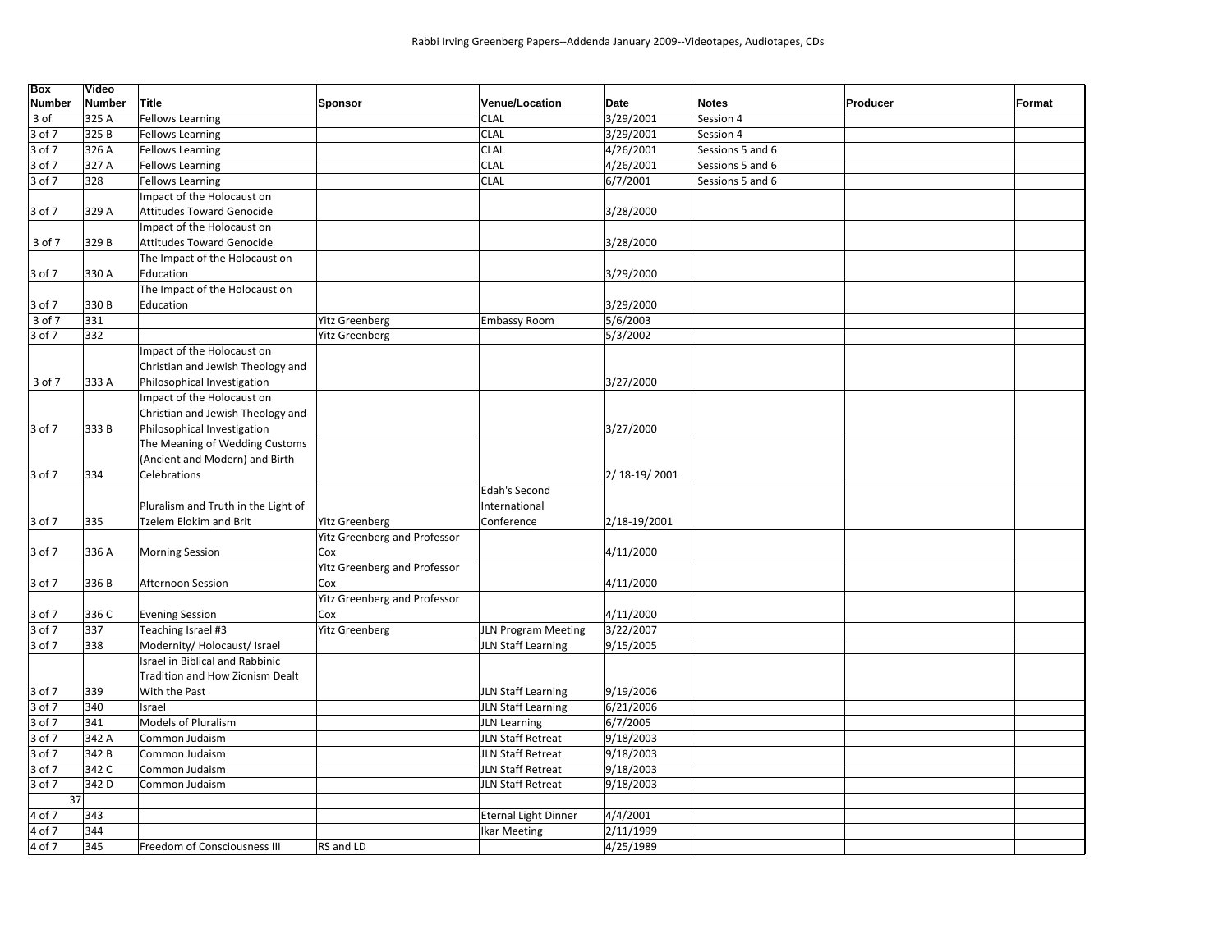# Rabbi Irving Greenberg Papers--Addenda January 2009--Videotapes, Audiotapes, CDs

| Box Number | Video Number | Title | Sponsor | Venue/Location | Date | Notes | Producer | Format |
|---|---|---|---|---|---|---|---|---|
| 3 of | 325 A | Fellows Learning | | CLAL | 3/29/2001 | Session 4 | | |
| 3 of 7 | 325 B | Fellows Learning | | CLAL | 3/29/2001 | Session 4 | | |
| 3 of 7 | 326 A | Fellows Learning | | CLAL | 4/26/2001 | Sessions 5 and 6 | | |
| 3 of 7 | 327 A | Fellows Learning | | CLAL | 4/26/2001 | Sessions 5 and 6 | | |
| 3 of 7 | 328 | Fellows Learning | | CLAL | 6/7/2001 | Sessions 5 and 6 | | |
| 3 of 7 | 329 A | Impact of the Holocaust on Attitudes Toward Genocide | | | 3/28/2000 | | | |
| 3 of 7 | 329 B | Impact of the Holocaust on Attitudes Toward Genocide | | | 3/28/2000 | | | |
| 3 of 7 | 330 A | The Impact of the Holocaust on Education | | | 3/29/2000 | | | |
| 3 of 7 | 330 B | The Impact of the Holocaust on Education | | | 3/29/2000 | | | |
| 3 of 7 | 331 | | Yitz Greenberg | Embassy Room | 5/6/2003 | | | |
| 3 of 7 | 332 | | Yitz Greenberg | | 5/3/2002 | | | |
| 3 of 7 | 333 A | Impact of the Holocaust on Christian and Jewish Theology and Philosophical Investigation | | | 3/27/2000 | | | |
| 3 of 7 | 333 B | Impact of the Holocaust on Christian and Jewish Theology and Philosophical Investigation | | | 3/27/2000 | | | |
| 3 of 7 | 334 | The Meaning of Wedding Customs (Ancient and Modern) and Birth Celebrations | | | 2/ 18-19/ 2001 | | | |
| 3 of 7 | 335 | Pluralism and Truth in the Light of Tzelem Elokim and Brit | Yitz Greenberg | Edah's Second International Conference | 2/18-19/2001 | | | |
| 3 of 7 | 336 A | Morning Session | Yitz Greenberg and Professor Cox | | 4/11/2000 | | | |
| 3 of 7 | 336 B | Afternoon Session | Yitz Greenberg and Professor Cox | | 4/11/2000 | | | |
| 3 of 7 | 336 C | Evening Session | Yitz Greenberg and Professor Cox | | 4/11/2000 | | | |
| 3 of 7 | 337 | Teaching Israel #3 | Yitz Greenberg | JLN Program Meeting | 3/22/2007 | | | |
| 3 of 7 | 338 | Modernity/ Holocaust/ Israel | | JLN Staff Learning | 9/15/2005 | | | |
| 3 of 7 | 339 | Israel in Biblical and Rabbinic Tradition and How Zionism Dealt With the Past | | JLN Staff Learning | 9/19/2006 | | | |
| 3 of 7 | 340 | Israel | | JLN Staff Learning | 6/21/2006 | | | |
| 3 of 7 | 341 | Models of Pluralism | | JLN Learning | 6/7/2005 | | | |
| 3 of 7 | 342 A | Common Judaism | | JLN Staff Retreat | 9/18/2003 | | | |
| 3 of 7 | 342 B | Common Judaism | | JLN Staff Retreat | 9/18/2003 | | | |
| 3 of 7 | 342 C | Common Judaism | | JLN Staff Retreat | 9/18/2003 | | | |
| 3 of 7 | 342 D | Common Judaism | | JLN Staff Retreat | 9/18/2003 | | | |
| 37 | | | | | | | | |
| 4 of 7 | 343 | | | Eternal Light Dinner | 4/4/2001 | | | |
| 4 of 7 | 344 | | | Ikar Meeting | 2/11/1999 | | | |
| 4 of 7 | 345 | Freedom of Consciousness III | RS and LD | | 4/25/1989 | | | |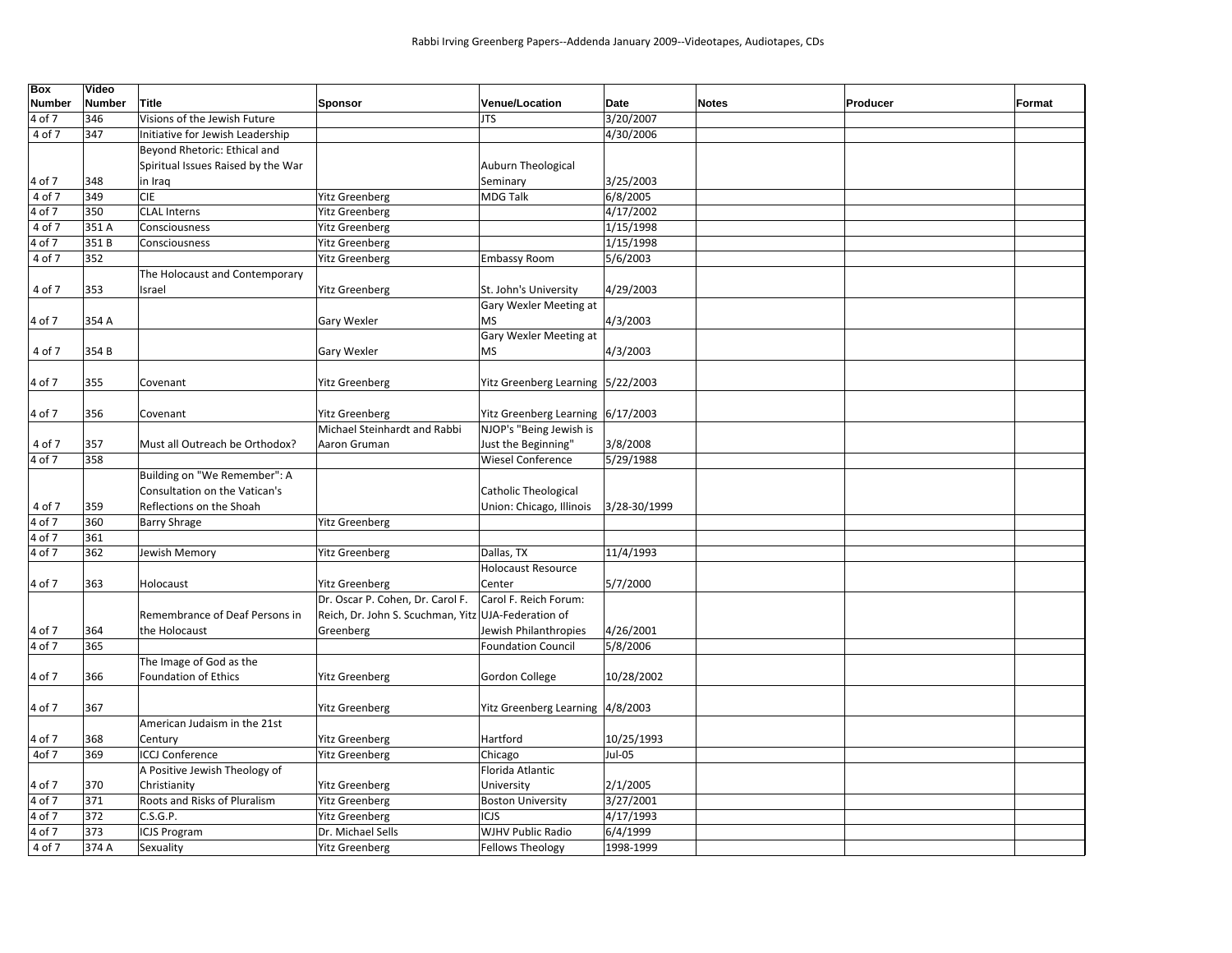Rabbi Irving Greenberg Papers--Addenda January 2009--Videotapes, Audiotapes, CDs

| Box Number | Video Number | Title | Sponsor | Venue/Location | Date | Notes | Producer | Format |
|---|---|---|---|---|---|---|---|---|
| 4 of 7 | 346 | Visions of the Jewish Future | | JTS | 3/20/2007 | | | |
| 4 of 7 | 347 | Initiative for Jewish Leadership | | | 4/30/2006 | | | |
| 4 of 7 | 348 | Beyond Rhetoric: Ethical and Spiritual Issues Raised by the War in Iraq | | Auburn Theological Seminary | 3/25/2003 | | | |
| 4 of 7 | 349 | CIE | Yitz Greenberg | MDG Talk | 6/8/2005 | | | |
| 4 of 7 | 350 | CLAL Interns | Yitz Greenberg | | 4/17/2002 | | | |
| 4 of 7 | 351 A | Consciousness | Yitz Greenberg | | 1/15/1998 | | | |
| 4 of 7 | 351 B | Consciousness | Yitz Greenberg | | 1/15/1998 | | | |
| 4 of 7 | 352 | | Yitz Greenberg | Embassy Room | 5/6/2003 | | | |
| 4 of 7 | 353 | The Holocaust and Contemporary Israel | Yitz Greenberg | St. John's University | 4/29/2003 | | | |
| 4 of 7 | 354 A | | Gary Wexler | Gary Wexler Meeting at MS | 4/3/2003 | | | |
| 4 of 7 | 354 B | | Gary Wexler | Gary Wexler Meeting at MS | 4/3/2003 | | | |
| 4 of 7 | 355 | Covenant | Yitz Greenberg | Yitz Greenberg Learning | 5/22/2003 | | | |
| 4 of 7 | 356 | Covenant | Yitz Greenberg | Yitz Greenberg Learning | 6/17/2003 | | | |
| 4 of 7 | 357 | Must all Outreach be Orthodox? | Michael Steinhardt and Rabbi Aaron Gruman | NJOP's "Being Jewish is Just the Beginning" | 3/8/2008 | | | |
| 4 of 7 | 358 | | | Wiesel Conference | 5/29/1988 | | | |
| 4 of 7 | 359 | Building on "We Remember": A Consultation on the Vatican's Reflections on the Shoah | | Catholic Theological Union: Chicago, Illinois | 3/28-30/1999 | | | |
| 4 of 7 | 360 | Barry Shrage | Yitz Greenberg | | | | | |
| 4 of 7 | 361 | | | | | | | |
| 4 of 7 | 362 | Jewish Memory | Yitz Greenberg | Dallas, TX | 11/4/1993 | | | |
| 4 of 7 | 363 | Holocaust | Yitz Greenberg | Holocaust Resource Center | 5/7/2000 | | | |
| 4 of 7 | 364 | Remembrance of Deaf Persons in the Holocaust | Dr. Oscar P. Cohen, Dr. Carol F. Reich, Dr. John S. Scuchman, Yitz Greenberg | Carol F. Reich Forum: UJA-Federation of Jewish Philanthropies | 4/26/2001 | | | |
| 4 of 7 | 365 | | | Foundation Council | 5/8/2006 | | | |
| 4 of 7 | 366 | The Image of God as the Foundation of Ethics | Yitz Greenberg | Gordon College | 10/28/2002 | | | |
| 4 of 7 | 367 | | Yitz Greenberg | Yitz Greenberg Learning | 4/8/2003 | | | |
| 4 of 7 | 368 | American Judaism in the 21st Century | Yitz Greenberg | Hartford | 10/25/1993 | | | |
| 4of 7 | 369 | ICCJ Conference | Yitz Greenberg | Chicago | Jul-05 | | | |
| 4 of 7 | 370 | A Positive Jewish Theology of Christianity | Yitz Greenberg | Florida Atlantic University | 2/1/2005 | | | |
| 4 of 7 | 371 | Roots and Risks of Pluralism | Yitz Greenberg | Boston University | 3/27/2001 | | | |
| 4 of 7 | 372 | C.S.G.P. | Yitz Greenberg | ICJS | 4/17/1993 | | | |
| 4 of 7 | 373 | ICJS Program | Dr. Michael Sells | WJHV Public Radio | 6/4/1999 | | | |
| 4 of 7 | 374 A | Sexuality | Yitz Greenberg | Fellows Theology | 1998-1999 | | | |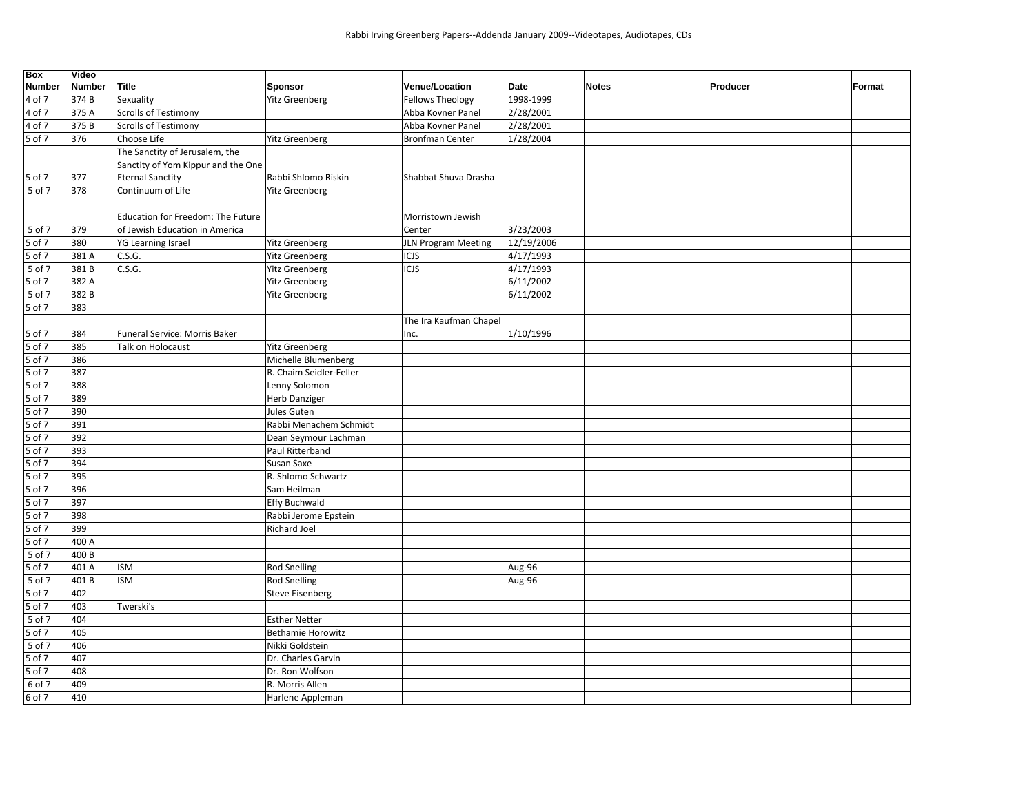| Box Number | Video Number | Title | Sponsor | Venue/Location | Date | Notes | Producer | Format |
|---|---|---|---|---|---|---|---|---|
| 4 of 7 | 374 B | Sexuality | Yitz Greenberg | Fellows Theology | 1998-1999 | | | |
| 4 of 7 | 375 A | Scrolls of Testimony | | Abba Kovner Panel | 2/28/2001 | | | |
| 4 of 7 | 375 B | Scrolls of Testimony | | Abba Kovner Panel | 2/28/2001 | | | |
| 5 of 7 | 376 | Choose Life | Yitz Greenberg | Bronfman Center | 1/28/2004 | | | |
| 5 of 7 | 377 | The Sanctity of Jerusalem, the Sanctity of Yom Kippur and the One Eternal Sanctity | Rabbi Shlomo Riskin | Shabbat Shuva Drasha | | | | |
| 5 of 7 | 378 | Continuum of Life | Yitz Greenberg | | | | | |
| 5 of 7 | 379 | Education for Freedom: The Future of Jewish Education in America | | Morristown Jewish Center | 3/23/2003 | | | |
| 5 of 7 | 380 | YG Learning Israel | Yitz Greenberg | JLN Program Meeting | 12/19/2006 | | | |
| 5 of 7 | 381 A | C.S.G. | Yitz Greenberg | ICJS | 4/17/1993 | | | |
| 5 of 7 | 381 B | C.S.G. | Yitz Greenberg | ICJS | 4/17/1993 | | | |
| 5 of 7 | 382 A | | Yitz Greenberg | | 6/11/2002 | | | |
| 5 of 7 | 382 B | | Yitz Greenberg | | 6/11/2002 | | | |
| 5 of 7 | 383 | | | | | | | |
| 5 of 7 | 384 | Funeral Service: Morris Baker | | The Ira Kaufman Chapel Inc. | 1/10/1996 | | | |
| 5 of 7 | 385 | Talk on Holocaust | Yitz Greenberg | | | | | |
| 5 of 7 | 386 | | Michelle Blumenberg | | | | | |
| 5 of 7 | 387 | | R. Chaim Seidler-Feller | | | | | |
| 5 of 7 | 388 | | Lenny Solomon | | | | | |
| 5 of 7 | 389 | | Herb Danziger | | | | | |
| 5 of 7 | 390 | | Jules Guten | | | | | |
| 5 of 7 | 391 | | Rabbi Menachem Schmidt | | | | | |
| 5 of 7 | 392 | | Dean Seymour Lachman | | | | | |
| 5 of 7 | 393 | | Paul Ritterband | | | | | |
| 5 of 7 | 394 | | Susan Saxe | | | | | |
| 5 of 7 | 395 | | R. Shlomo Schwartz | | | | | |
| 5 of 7 | 396 | | Sam Heilman | | | | | |
| 5 of 7 | 397 | | Effy Buchwald | | | | | |
| 5 of 7 | 398 | | Rabbi Jerome Epstein | | | | | |
| 5 of 7 | 399 | | Richard Joel | | | | | |
| 5 of 7 | 400 A | | | | | | | |
| 5 of 7 | 400 B | | | | | | | |
| 5 of 7 | 401 A | ISM | Rod Snelling | | Aug-96 | | | |
| 5 of 7 | 401 B | ISM | Rod Snelling | | Aug-96 | | | |
| 5 of 7 | 402 | | Steve Eisenberg | | | | | |
| 5 of 7 | 403 | Twerski's | | | | | | |
| 5 of 7 | 404 | | Esther Netter | | | | | |
| 5 of 7 | 405 | | Bethamie Horowitz | | | | | |
| 5 of 7 | 406 | | Nikki Goldstein | | | | | |
| 5 of 7 | 407 | | Dr. Charles Garvin | | | | | |
| 5 of 7 | 408 | | Dr. Ron Wolfson | | | | | |
| 6 of 7 | 409 | | R. Morris Allen | | | | | |
| 6 of 7 | 410 | | Harlene Appleman | | | | | |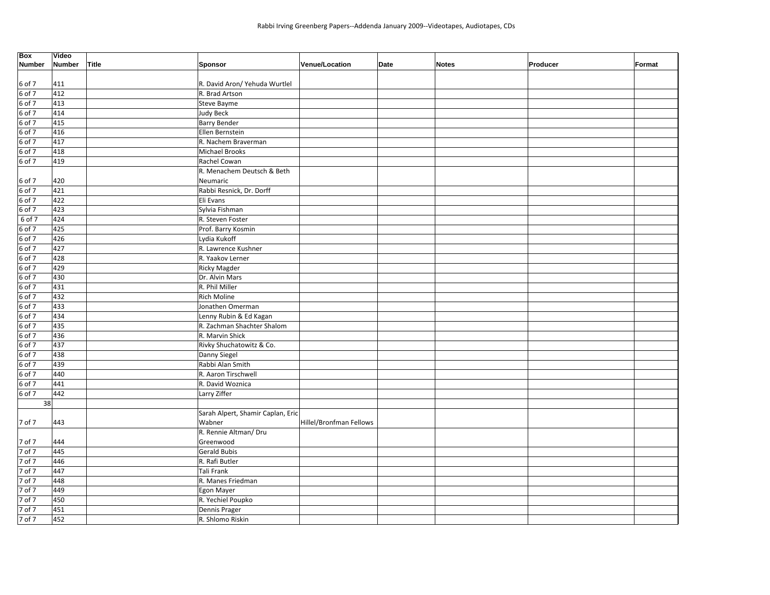| Box Number | Video Number | Title | Sponsor | Venue/Location | Date | Notes | Producer | Format |
|---|---|---|---|---|---|---|---|---|
| 6 of 7 | 411 | | R. David Aron/ Yehuda Wurtlel | | | | | |
| 6 of 7 | 412 | | R. Brad Artson | | | | | |
| 6 of 7 | 413 | | Steve Bayme | | | | | |
| 6 of 7 | 414 | | Judy Beck | | | | | |
| 6 of 7 | 415 | | Barry Bender | | | | | |
| 6 of 7 | 416 | | Ellen Bernstein | | | | | |
| 6 of 7 | 417 | | R. Nachem Braverman | | | | | |
| 6 of 7 | 418 | | Michael Brooks | | | | | |
| 6 of 7 | 419 | | Rachel Cowan | | | | | |
| 6 of 7 | 420 | | R. Menachem Deutsch & Beth Neumaric | | | | | |
| 6 of 7 | 421 | | Rabbi Resnick, Dr. Dorff | | | | | |
| 6 of 7 | 422 | | Eli Evans | | | | | |
| 6 of 7 | 423 | | Sylvia Fishman | | | | | |
| 6 of 7 | 424 | | R. Steven Foster | | | | | |
| 6 of 7 | 425 | | Prof. Barry Kosmin | | | | | |
| 6 of 7 | 426 | | Lydia Kukoff | | | | | |
| 6 of 7 | 427 | | R. Lawrence Kushner | | | | | |
| 6 of 7 | 428 | | R. Yaakov Lerner | | | | | |
| 6 of 7 | 429 | | Ricky Magder | | | | | |
| 6 of 7 | 430 | | Dr. Alvin Mars | | | | | |
| 6 of 7 | 431 | | R. Phil Miller | | | | | |
| 6 of 7 | 432 | | Rich Moline | | | | | |
| 6 of 7 | 433 | | Jonathen Omerman | | | | | |
| 6 of 7 | 434 | | Lenny Rubin & Ed Kagan | | | | | |
| 6 of 7 | 435 | | R. Zachman Shachter Shalom | | | | | |
| 6 of 7 | 436 | | R. Marvin Shick | | | | | |
| 6 of 7 | 437 | | Rivky Shuchatowitz & Co. | | | | | |
| 6 of 7 | 438 | | Danny Siegel | | | | | |
| 6 of 7 | 439 | | Rabbi Alan Smith | | | | | |
| 6 of 7 | 440 | | R. Aaron Tirschwell | | | | | |
| 6 of 7 | 441 | | R. David Woznica | | | | | |
| 6 of 7 | 442 | | Larry Ziffer | | | | | |
| 38 | | | | | | | | |
| 7 of 7 | 443 | | Sarah Alpert, Shamir Caplan, Eric Wabner | Hillel/Bronfman Fellows | | | | |
| 7 of 7 | 444 | | R. Rennie Altman/ Dru Greenwood | | | | | |
| 7 of 7 | 445 | | Gerald Bubis | | | | | |
| 7 of 7 | 446 | | R. Rafi Butler | | | | | |
| 7 of 7 | 447 | | Tali Frank | | | | | |
| 7 of 7 | 448 | | R. Manes Friedman | | | | | |
| 7 of 7 | 449 | | Egon Mayer | | | | | |
| 7 of 7 | 450 | | R. Yechiel Poupko | | | | | |
| 7 of 7 | 451 | | Dennis Prager | | | | | |
| 7 of 7 | 452 | | R. Shlomo Riskin | | | | | |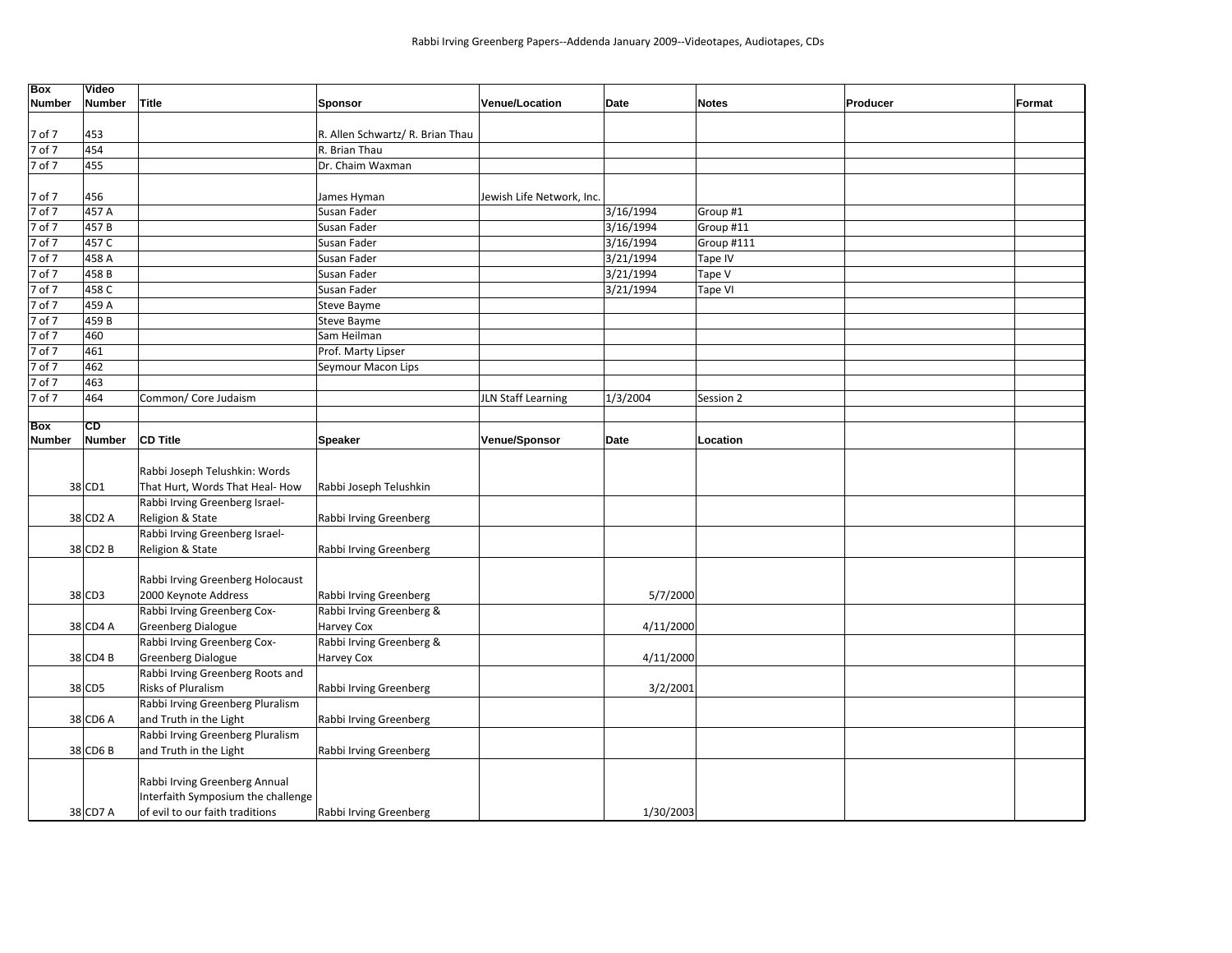| Box Number | Video Number | Title | Sponsor | Venue/Location | Date | Notes | Producer | Format |
|---|---|---|---|---|---|---|---|---|
| 7 of 7 | 453 | | R. Allen Schwartz/ R. Brian Thau | | | | | |
| 7 of 7 | 454 | | R. Brian Thau | | | | | |
| 7 of 7 | 455 | | Dr. Chaim Waxman | | | | | |
| 7 of 7 | 456 | | James Hyman | Jewish Life Network, Inc. | | | | |
| 7 of 7 | 457 A | | Susan Fader | | 3/16/1994 | Group #1 | | |
| 7 of 7 | 457 B | | Susan Fader | | 3/16/1994 | Group #11 | | |
| 7 of 7 | 457 C | | Susan Fader | | 3/16/1994 | Group #111 | | |
| 7 of 7 | 458 A | | Susan Fader | | 3/21/1994 | Tape IV | | |
| 7 of 7 | 458 B | | Susan Fader | | 3/21/1994 | Tape V | | |
| 7 of 7 | 458 C | | Susan Fader | | 3/21/1994 | Tape VI | | |
| 7 of 7 | 459 A | | Steve Bayme | | | | | |
| 7 of 7 | 459 B | | Steve Bayme | | | | | |
| 7 of 7 | 460 | | Sam Heilman | | | | | |
| 7 of 7 | 461 | | Prof. Marty Lipser | | | | | |
| 7 of 7 | 462 | | Seymour Macon Lips | | | | | |
| 7 of 7 | 463 | | | | | | | |
| 7 of 7 | 464 | Common/ Core Judaism | | JLN Staff Learning | 1/3/2004 | Session 2 | | |
| | | | | | | | | |
| **Box Number** | **CD Number** | **CD Title** | **Speaker** | **Venue/Sponsor** | **Date** | **Location** | | |
| 38 | CD1 | Rabbi Joseph Telushkin: Words That Hurt, Words That Heal- How | Rabbi Joseph Telushkin | | | | | |
| 38 | CD2 A | Rabbi Irving Greenberg Israel-Religion & State | Rabbi Irving Greenberg | | | | | |
| 38 | CD2 B | Rabbi Irving Greenberg Israel-Religion & State | Rabbi Irving Greenberg | | | | | |
| 38 | CD3 | Rabbi Irving Greenberg Holocaust 2000 Keynote Address | Rabbi Irving Greenberg | | 5/7/2000 | | | |
| 38 | CD4 A | Rabbi Irving Greenberg Cox-Greenberg Dialogue | Rabbi Irving Greenberg & Harvey Cox | | 4/11/2000 | | | |
| 38 | CD4 B | Rabbi Irving Greenberg Cox-Greenberg Dialogue | Rabbi Irving Greenberg & Harvey Cox | | 4/11/2000 | | | |
| 38 | CD5 | Rabbi Irving Greenberg Roots and Risks of Pluralism | Rabbi Irving Greenberg | | 3/2/2001 | | | |
| 38 | CD6 A | Rabbi Irving Greenberg Pluralism and Truth in the Light | Rabbi Irving Greenberg | | | | | |
| 38 | CD6 B | Rabbi Irving Greenberg Pluralism and Truth in the Light | Rabbi Irving Greenberg | | | | | |
| 38 | CD7 A | Rabbi Irving Greenberg Annual Interfaith Symposium the challenge of evil to our faith traditions | Rabbi Irving Greenberg | | 1/30/2003 | | | |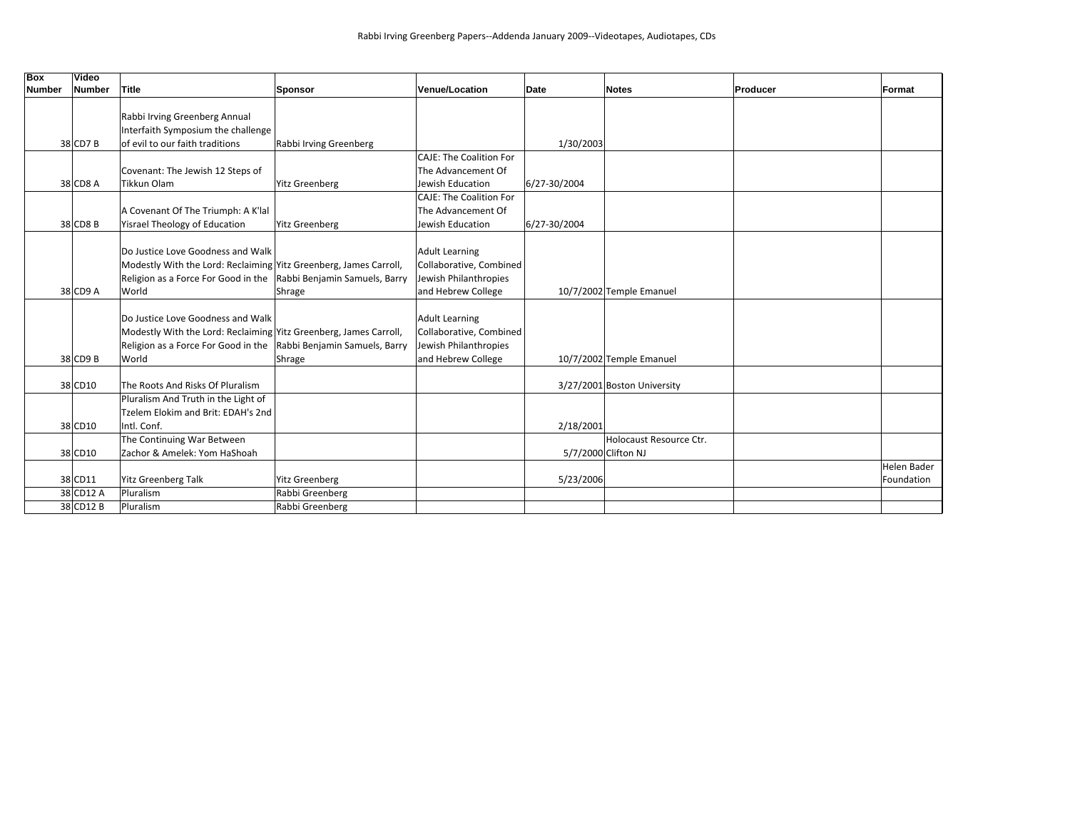| Box Number | Video Number | Title | Sponsor | Venue/Location | Date | Notes | Producer | Format |
|---|---|---|---|---|---|---|---|---|
| 38 | CD7 B | Rabbi Irving Greenberg Annual Interfaith Symposium the challenge of evil to our faith traditions | Rabbi Irving Greenberg | | 1/30/2003 | | | |
| 38 | CD8 A | Covenant: The Jewish 12 Steps of Tikkun Olam | Yitz Greenberg | CAJE: The Coalition For The Advancement Of Jewish Education | 6/27-30/2004 | | | |
| 38 | CD8 B | A Covenant Of The Triumph: A K'lal Yisrael Theology of Education | Yitz Greenberg | CAJE: The Coalition For The Advancement Of Jewish Education | 6/27-30/2004 | | | |
| 38 | CD9 A | Do Justice Love Goodness and Walk Modestly With the Lord: Reclaiming Religion as a Force For Good in the World | Yitz Greenberg, James Carroll, Rabbi Benjamin Samuels, Barry Shrage | Adult Learning Collaborative, Combined Jewish Philanthropies and Hebrew College | 10/7/2002 | Temple Emanuel | | |
| 38 | CD9 B | Do Justice Love Goodness and Walk Modestly With the Lord: Reclaiming Religion as a Force For Good in the World | Yitz Greenberg, James Carroll, Rabbi Benjamin Samuels, Barry Shrage | Adult Learning Collaborative, Combined Jewish Philanthropies and Hebrew College | 10/7/2002 | Temple Emanuel | | |
| 38 | CD10 | The Roots And Risks Of Pluralism | | | 3/27/2001 | Boston University | | |
| 38 | CD10 | Pluralism And Truth in the Light of Tzelem Elokim and Brit: EDAH's 2nd Intl. Conf. | | | 2/18/2001 | | | |
| 38 | CD10 | The Continuing War Between Zachor & Amelek: Yom HaShoah | | | 5/7/2000 | Holocaust Resource Ctr. Clifton NJ | | |
| 38 | CD11 | Yitz Greenberg Talk | Yitz Greenberg | | 5/23/2006 | | | Helen Bader Foundation |
| 38 | CD12 A | Pluralism | Rabbi Greenberg | | | | | |
| 38 | CD12 B | Pluralism | Rabbi Greenberg | | | | | |